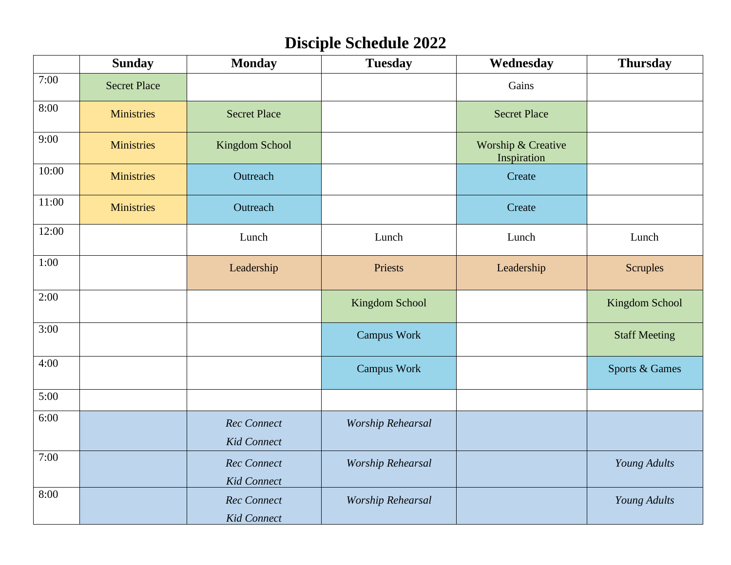# Disciple Schedule 2022

| | Sunday | Monday | Tuesday | Wednesday | Thursday |
|---|---|---|---|---|---|
| 7:00 | Secret Place | | | Gains | |
| 8:00 | Ministries | Secret Place | | Secret Place | |
| 9:00 | Ministries | Kingdom School | | Worship & Creative Inspiration | |
| 10:00 | Ministries | Outreach | | Create | |
| 11:00 | Ministries | Outreach | | Create | |
| 12:00 | | Lunch | Lunch | Lunch | Lunch |
| 1:00 | | Leadership | Priests | Leadership | Scruples |
| 2:00 | | | Kingdom School | | Kingdom School |
| 3:00 | | | Campus Work | | Staff Meeting |
| 4:00 | | | Campus Work | | Sports & Games |
| 5:00 | | | | | |
| 6:00 | | *Rec Connect* *Kid Connect* | *Worship Rehearsal* | | |
| 7:00 | | *Rec Connect* *Kid Connect* | *Worship Rehearsal* | | *Young Adults* |
| 8:00 | | *Rec Connect* *Kid Connect* | *Worship Rehearsal* | | *Young Adults* |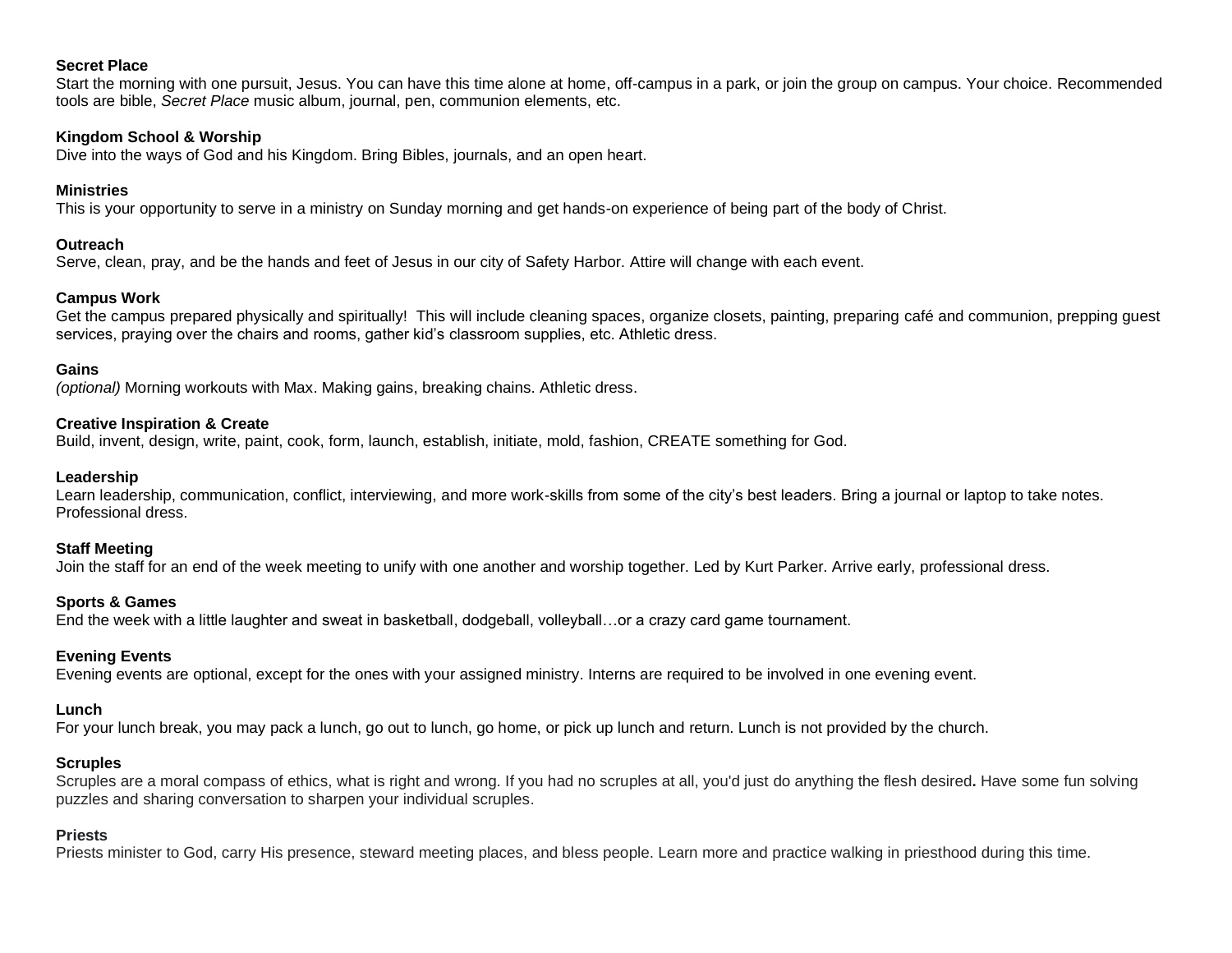**Secret Place**
Start the morning with one pursuit, Jesus. You can have this time alone at home, off-campus in a park, or join the group on campus. Your choice. Recommended tools are bible, *Secret Place* music album, journal, pen, communion elements, etc.

**Kingdom School & Worship**
Dive into the ways of God and his Kingdom. Bring Bibles, journals, and an open heart.

**Ministries**
This is your opportunity to serve in a ministry on Sunday morning and get hands-on experience of being part of the body of Christ.

**Outreach**
Serve, clean, pray, and be the hands and feet of Jesus in our city of Safety Harbor. Attire will change with each event.

**Campus Work**
Get the campus prepared physically and spiritually! This will include cleaning spaces, organize closets, painting, preparing café and communion, prepping guest services, praying over the chairs and rooms, gather kid's classroom supplies, etc. Athletic dress.

**Gains**
*(optional)* Morning workouts with Max. Making gains, breaking chains. Athletic dress.

**Creative Inspiration & Create**
Build, invent, design, write, paint, cook, form, launch, establish, initiate, mold, fashion, CREATE something for God.

**Leadership**
Learn leadership, communication, conflict, interviewing, and more work-skills from some of the city's best leaders. Bring a journal or laptop to take notes. Professional dress.

**Staff Meeting**
Join the staff for an end of the week meeting to unify with one another and worship together. Led by Kurt Parker. Arrive early, professional dress.

**Sports & Games**
End the week with a little laughter and sweat in basketball, dodgeball, volleyball…or a crazy card game tournament.

**Evening Events**
Evening events are optional, except for the ones with your assigned ministry. Interns are required to be involved in one evening event.

**Lunch**
For your lunch break, you may pack a lunch, go out to lunch, go home, or pick up lunch and return. Lunch is not provided by the church.

**Scruples**
Scruples are a moral compass of ethics, what is right and wrong. If you had no scruples at all, you'd just do anything the flesh desired**.** Have some fun solving puzzles and sharing conversation to sharpen your individual scruples.

**Priests**
Priests minister to God, carry His presence, steward meeting places, and bless people. Learn more and practice walking in priesthood during this time.